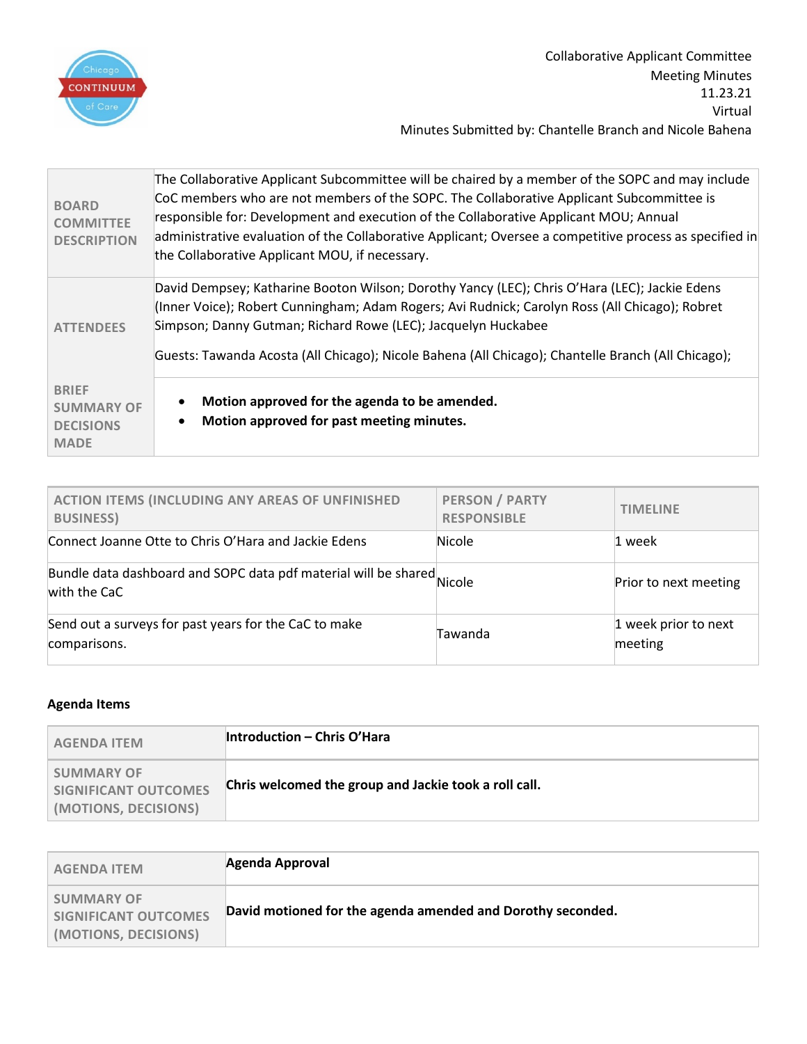Collaborative Applicant Committee
Meeting Minutes
11.23.21
Virtual
Minutes Submitted by: Chantelle Branch and Nicole Bahena

| | |
|---|---|
| **BOARD COMMITTEE DESCRIPTION** | The Collaborative Applicant Subcommittee will be chaired by a member of the SOPC and may include CoC members who are not members of the SOPC. The Collaborative Applicant Subcommittee is responsible for: Development and execution of the Collaborative Applicant MOU; Annual administrative evaluation of the Collaborative Applicant; Oversee a competitive process as specified in the Collaborative Applicant MOU, if necessary. |
| **ATTENDEES** | David Dempsey; Katharine Booton Wilson; Dorothy Yancy (LEC); Chris O'Hara (LEC); Jackie Edens (Inner Voice); Robert Cunningham; Adam Rogers; Avi Rudnick; Carolyn Ross (All Chicago); Robret Simpson; Danny Gutman; Richard Rowe (LEC); Jacquelyn Huckabee<br><br>Guests: Tawanda Acosta (All Chicago); Nicole Bahena (All Chicago); Chantelle Branch (All Chicago); |
| **BRIEF SUMMARY OF DECISIONS MADE** | • **Motion approved for the agenda to be amended.**<br>• **Motion approved for past meeting minutes.** |

| ACTION ITEMS (INCLUDING ANY AREAS OF UNFINISHED BUSINESS) | PERSON / PARTY RESPONSIBLE | TIMELINE |
|---|---|---|
| Connect Joanne Otte to Chris O'Hara and Jackie Edens | Nicole | 1 week |
| Bundle data dashboard and SOPC data pdf material will be shared with the CaC | Nicole | Prior to next meeting |
| Send out a surveys for past years for the CaC to make comparisons. | Tawanda | 1 week prior to next meeting |

**Agenda Items**

| AGENDA ITEM | **Introduction – Chris O'Hara** |
|---|---|
| SUMMARY OF SIGNIFICANT OUTCOMES (MOTIONS, DECISIONS) | **Chris welcomed the group and Jackie took a roll call.** |

| AGENDA ITEM | **Agenda Approval** |
|---|---|
| SUMMARY OF SIGNIFICANT OUTCOMES (MOTIONS, DECISIONS) | **David motioned for the agenda amended and Dorothy seconded.** |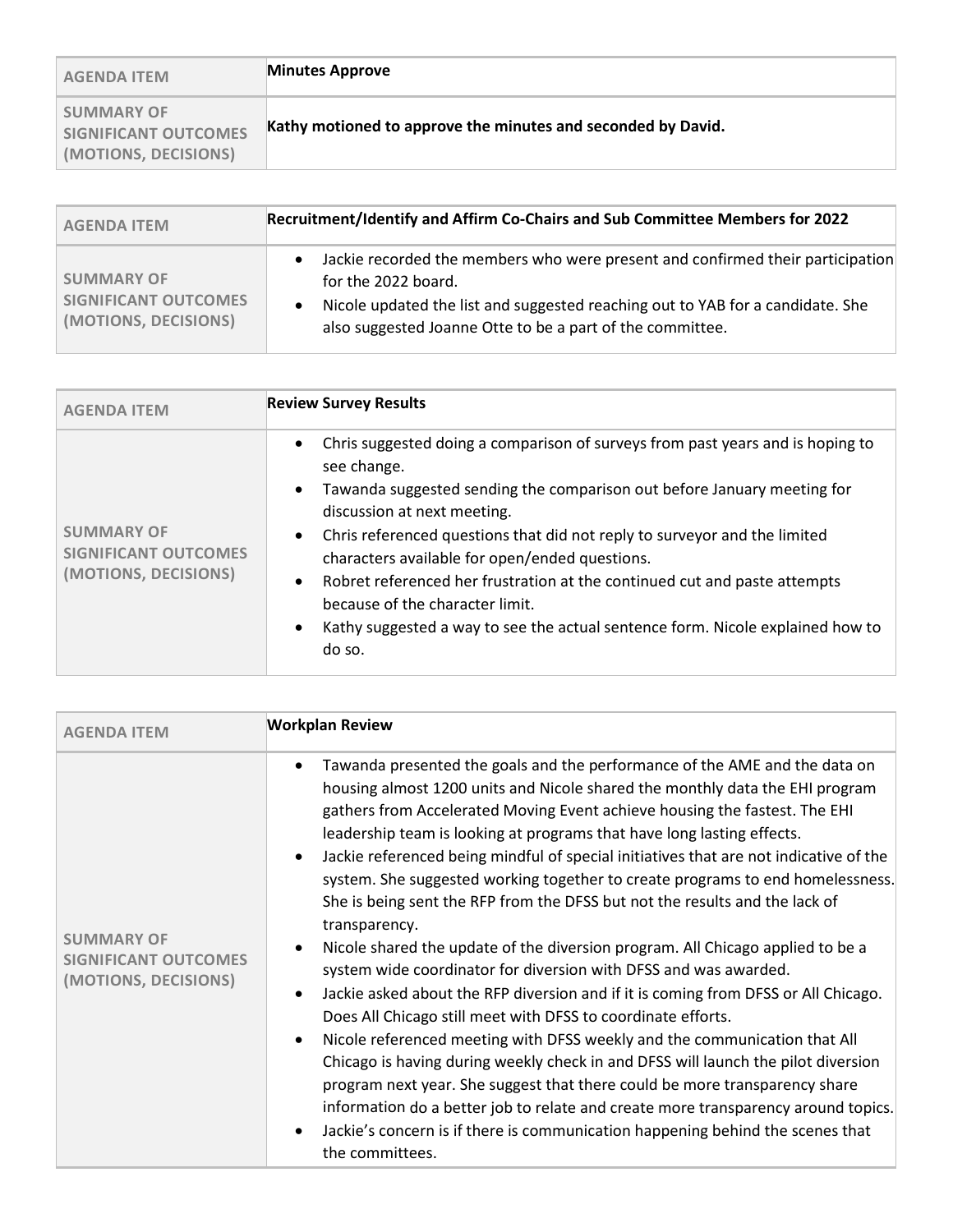| AGENDA ITEM | **Minutes Approve** |
|---|---|
| SUMMARY OF SIGNIFICANT OUTCOMES (MOTIONS, DECISIONS) | **Kathy motioned to approve the minutes and seconded by David.** |

| AGENDA ITEM | **Recruitment/Identify and Affirm Co-Chairs and Sub Committee Members for 2022** |
|---|---|
| SUMMARY OF SIGNIFICANT OUTCOMES (MOTIONS, DECISIONS) | • Jackie recorded the members who were present and confirmed their participation for the 2022 board.<br>• Nicole updated the list and suggested reaching out to YAB for a candidate. She also suggested Joanne Otte to be a part of the committee. |

| AGENDA ITEM | **Review Survey Results** |
|---|---|
| SUMMARY OF SIGNIFICANT OUTCOMES (MOTIONS, DECISIONS) | • Chris suggested doing a comparison of surveys from past years and is hoping to see change.<br>• Tawanda suggested sending the comparison out before January meeting for discussion at next meeting.<br>• Chris referenced questions that did not reply to surveyor and the limited characters available for open/ended questions.<br>• Robret referenced her frustration at the continued cut and paste attempts because of the character limit.<br>• Kathy suggested a way to see the actual sentence form. Nicole explained how to do so. |

| AGENDA ITEM | **Workplan Review** |
|---|---|
| SUMMARY OF SIGNIFICANT OUTCOMES (MOTIONS, DECISIONS) | • Tawanda presented the goals and the performance of the AME and the data on housing almost 1200 units and Nicole shared the monthly data the EHI program gathers from Accelerated Moving Event achieve housing the fastest. The EHI leadership team is looking at programs that have long lasting effects.<br>• Jackie referenced being mindful of special initiatives that are not indicative of the system. She suggested working together to create programs to end homelessness. She is being sent the RFP from the DFSS but not the results and the lack of transparency.<br>• Nicole shared the update of the diversion program. All Chicago applied to be a system wide coordinator for diversion with DFSS and was awarded.<br>• Jackie asked about the RFP diversion and if it is coming from DFSS or All Chicago. Does All Chicago still meet with DFSS to coordinate efforts.<br>• Nicole referenced meeting with DFSS weekly and the communication that All Chicago is having during weekly check in and DFSS will launch the pilot diversion program next year. She suggest that there could be more transparency share information do a better job to relate and create more transparency around topics.<br>• Jackie's concern is if there is communication happening behind the scenes that the committees. |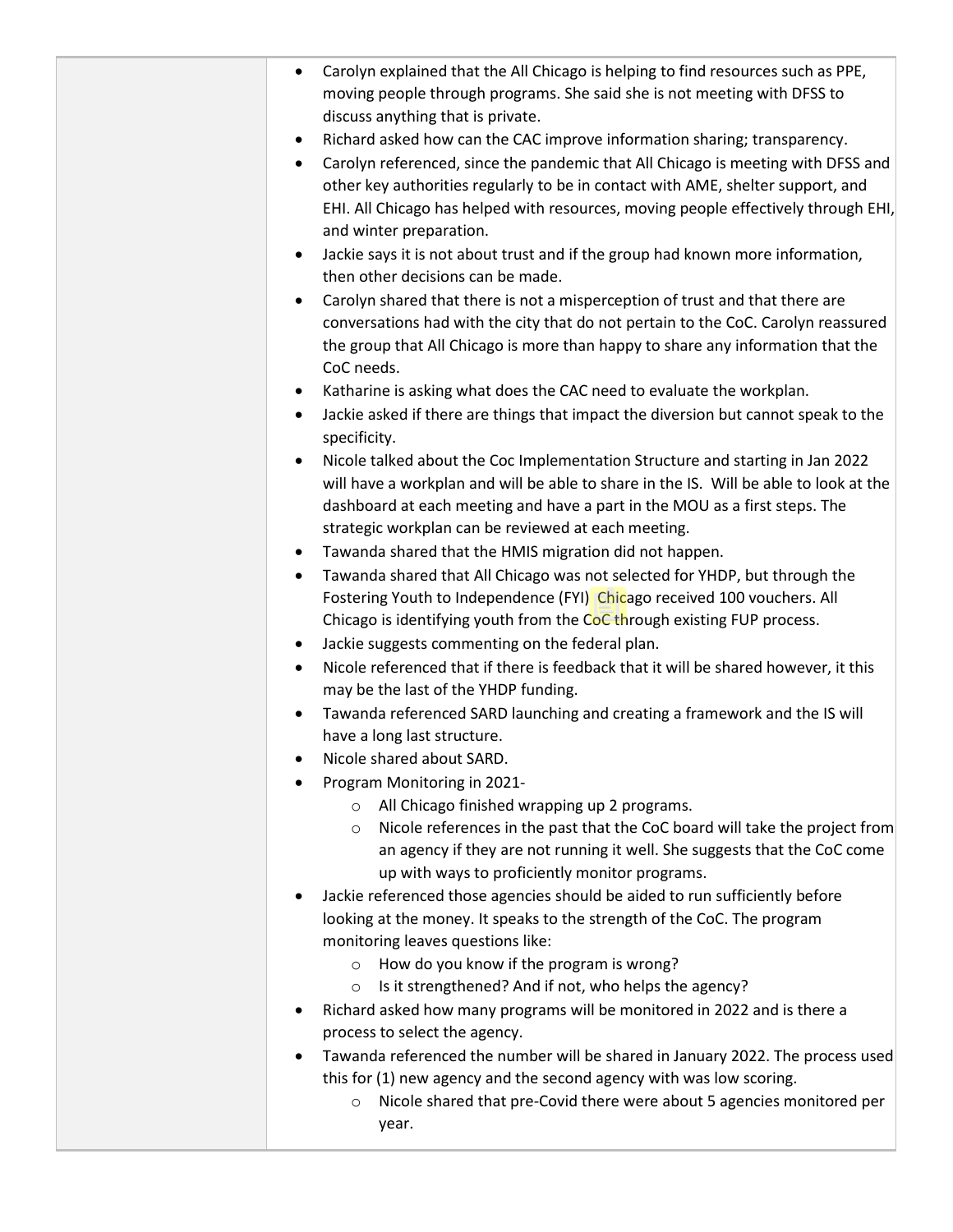- Carolyn explained that the All Chicago is helping to find resources such as PPE, moving people through programs. She said she is not meeting with DFSS to discuss anything that is private.
- Richard asked how can the CAC improve information sharing; transparency.
- Carolyn referenced, since the pandemic that All Chicago is meeting with DFSS and other key authorities regularly to be in contact with AME, shelter support, and EHI. All Chicago has helped with resources, moving people effectively through EHI, and winter preparation.
- Jackie says it is not about trust and if the group had known more information, then other decisions can be made.
- Carolyn shared that there is not a misperception of trust and that there are conversations had with the city that do not pertain to the CoC. Carolyn reassured the group that All Chicago is more than happy to share any information that the CoC needs.
- Katharine is asking what does the CAC need to evaluate the workplan.
- Jackie asked if there are things that impact the diversion but cannot speak to the specificity.
- Nicole talked about the Coc Implementation Structure and starting in Jan 2022 will have a workplan and will be able to share in the IS. Will be able to look at the dashboard at each meeting and have a part in the MOU as a first steps. The strategic workplan can be reviewed at each meeting.
- Tawanda shared that the HMIS migration did not happen.
- Tawanda shared that All Chicago was not selected for YHDP, but through the Fostering Youth to Independence (FYI) Chicago received 100 vouchers. All Chicago is identifying youth from the CoC through existing FUP process.
- Jackie suggests commenting on the federal plan.
- Nicole referenced that if there is feedback that it will be shared however, it this may be the last of the YHDP funding.
- Tawanda referenced SARD launching and creating a framework and the IS will have a long last structure.
- Nicole shared about SARD.
- Program Monitoring in 2021-
  - All Chicago finished wrapping up 2 programs.
  - Nicole references in the past that the CoC board will take the project from an agency if they are not running it well. She suggests that the CoC come up with ways to proficiently monitor programs.
- Jackie referenced those agencies should be aided to run sufficiently before looking at the money. It speaks to the strength of the CoC. The program monitoring leaves questions like:
  - How do you know if the program is wrong?
  - Is it strengthened? And if not, who helps the agency?
- Richard asked how many programs will be monitored in 2022 and is there a process to select the agency.
- Tawanda referenced the number will be shared in January 2022. The process used this for (1) new agency and the second agency with was low scoring.
  - Nicole shared that pre-Covid there were about 5 agencies monitored per year.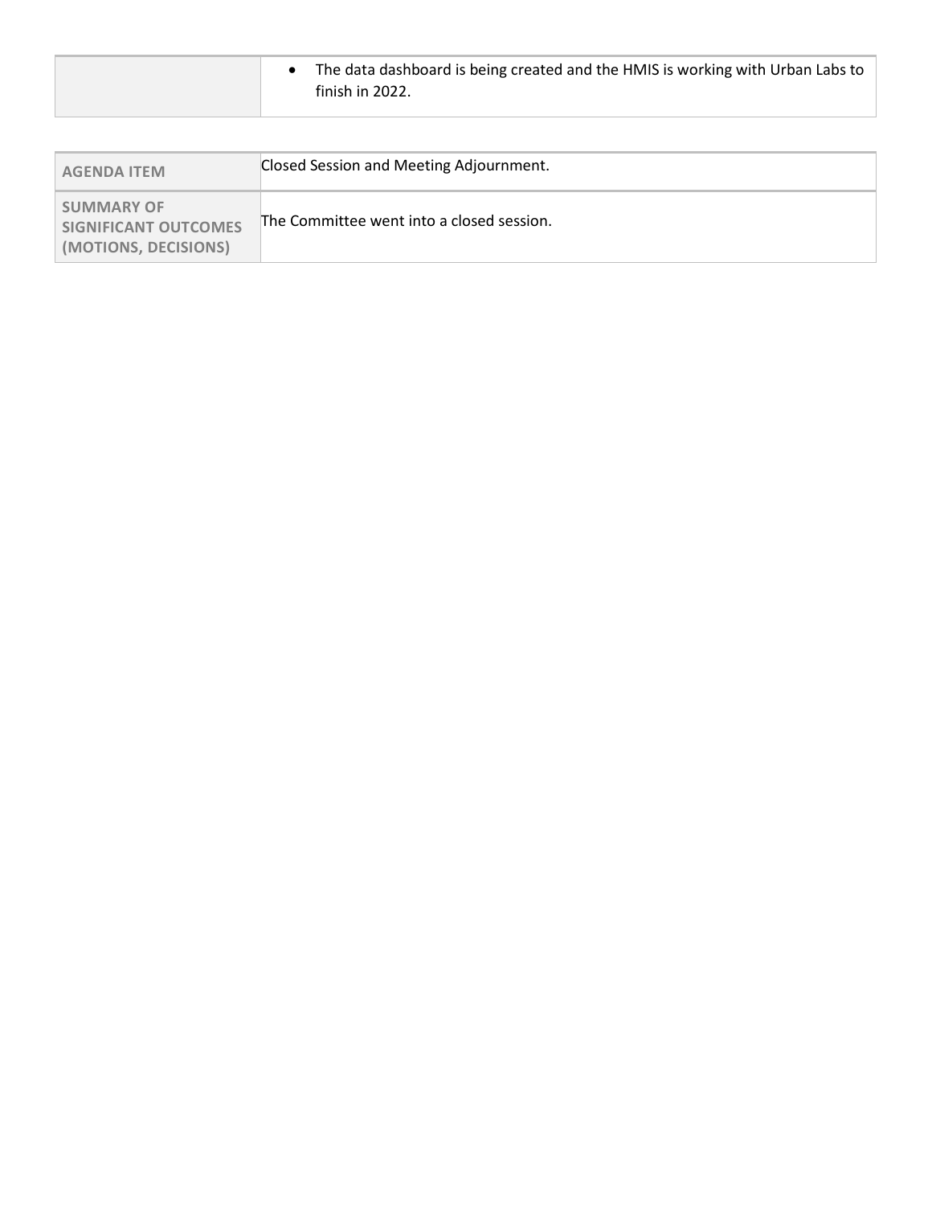| | |
|---|---|
| | • The data dashboard is being created and the HMIS is working with Urban Labs to finish in 2022. |

| | |
|---|---|
| **AGENDA ITEM** | Closed Session and Meeting Adjournment. |
| **SUMMARY OF SIGNIFICANT OUTCOMES (MOTIONS, DECISIONS)** | The Committee went into a closed session. |